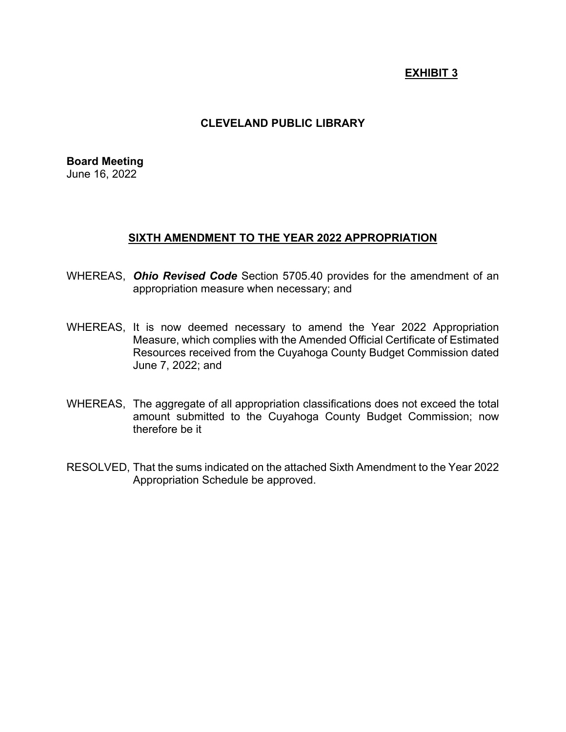**EXHIBIT 3**

## CLEVELAND PUBLIC LIBRARY

**Board Meeting**
June 16, 2022

### SIXTH AMENDMENT TO THE YEAR 2022 APPROPRIATION

WHEREAS, ***Ohio Revised Code*** Section 5705.40 provides for the amendment of an appropriation measure when necessary; and

WHEREAS, It is now deemed necessary to amend the Year 2022 Appropriation Measure, which complies with the Amended Official Certificate of Estimated Resources received from the Cuyahoga County Budget Commission dated June 7, 2022; and

WHEREAS, The aggregate of all appropriation classifications does not exceed the total amount submitted to the Cuyahoga County Budget Commission; now therefore be it

RESOLVED, That the sums indicated on the attached Sixth Amendment to the Year 2022 Appropriation Schedule be approved.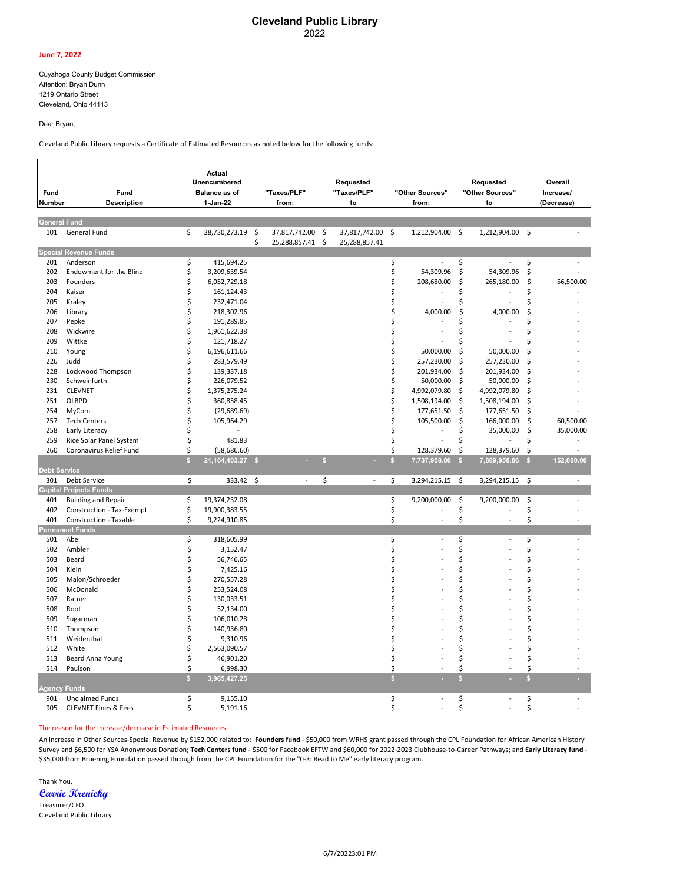# Cleveland Public Library

2022

June 7, 2022

Cuyahoga County Budget Commission
Attention: Bryan Dunn
1219 Ontario Street
Cleveland, Ohio 44113

Dear Bryan,

Cleveland Public Library requests a Certificate of Estimated Resources as noted below for the following funds:

| Fund Number | Fund Description | Actual Unencumbered Balance as of 1-Jan-22 | "Taxes/PLF" from: | Requested "Taxes/PLF" to | "Other Sources" from: | Requested "Other Sources" to | Overall Increase/ (Decrease) |
|---|---|---|---|---|---|---|---|
| **General Fund** | | | | | | | |
| 101 | General Fund | $ 28,730,273.19 | $ 37,817,742.00 | $ 37,817,742.00 | $ 1,212,904.00 | $ 1,212,904.00 | $ - |
| | | | $ 25,288,857.41 | $ 25,288,857.41 | | | |
| **Special Revenue Funds** | | | | | | | |
| 201 | Anderson | $ 415,694.25 | | | $ - | $ - | $ - |
| 202 | Endowment for the Blind | $ 3,209,639.54 | | | $ 54,309.96 | $ 54,309.96 | $ - |
| 203 | Founders | $ 6,052,729.18 | | | $ 208,680.00 | $ 265,180.00 | $ 56,500.00 |
| 204 | Kaiser | $ 161,124.43 | | | $ - | $ - | $ - |
| 205 | Kraley | $ 232,471.04 | | | $ - | $ - | $ - |
| 206 | Library | $ 218,302.96 | | | $ 4,000.00 | $ 4,000.00 | $ - |
| 207 | Pepke | $ 191,289.85 | | | $ - | $ - | $ - |
| 208 | Wickwire | $ 1,961,622.38 | | | $ - | $ - | $ - |
| 209 | Wittke | $ 121,718.27 | | | $ - | $ - | $ - |
| 210 | Young | $ 6,196,611.66 | | | $ 50,000.00 | $ 50,000.00 | $ - |
| 226 | Judd | $ 283,579.49 | | | $ 257,230.00 | $ 257,230.00 | $ - |
| 228 | Lockwood Thompson | $ 139,337.18 | | | $ 201,934.00 | $ 201,934.00 | $ - |
| 230 | Schweinfurth | $ 226,079.52 | | | $ 50,000.00 | $ 50,000.00 | $ - |
| 231 | CLEVNET | $ 1,375,275.24 | | | $ 4,992,079.80 | $ 4,992,079.80 | $ - |
| 251 | OLBPD | $ 360,858.45 | | | $ 1,508,194.00 | $ 1,508,194.00 | $ - |
| 254 | MyCom | $ (29,689.69) | | | $ 177,651.50 | $ 177,651.50 | $ - |
| 257 | Tech Centers | $ 105,964.29 | | | $ 105,500.00 | $ 166,000.00 | $ 60,500.00 |
| 258 | Early Literacy | $ - | | | $ - | $ 35,000.00 | $ 35,000.00 |
| 259 | Rice Solar Panel System | $ 481.83 | | | $ - | $ - | $ - |
| 260 | Coronavirus Relief Fund | $ (58,686.60) | | | $ 128,379.60 | $ 128,379.60 | $ - |
| | | $ 21,164,403.27 | $ - | $ - | $ 7,737,958.86 | $ 7,889,958.86 | $ 152,000.00 |
| **Debt Service** | | | | | | | |
| 301 | Debt Service | $ 333.42 | $ - | $ - | $ 3,294,215.15 | $ 3,294,215.15 | $ - |
| **Capital Projects Funds** | | | | | | | |
| 401 | Building and Repair | $ 19,374,232.08 | | | $ 9,200,000.00 | $ 9,200,000.00 | $ - |
| 402 | Construction - Tax-Exempt | $ 19,900,383.55 | | | $ - | $ - | $ - |
| 401 | Construction - Taxable | $ 9,224,910.85 | | | $ - | $ - | $ - |
| **Permanent Funds** | | | | | | | |
| 501 | Abel | $ 318,605.99 | | | $ - | $ - | $ - |
| 502 | Ambler | $ 3,152.47 | | | $ - | $ - | $ - |
| 503 | Beard | $ 56,746.65 | | | $ - | $ - | $ - |
| 504 | Klein | $ 7,425.16 | | | $ - | $ - | $ - |
| 505 | Malon/Schroeder | $ 270,557.28 | | | $ - | $ - | $ - |
| 506 | McDonald | $ 253,524.08 | | | $ - | $ - | $ - |
| 507 | Ratner | $ 130,033.51 | | | $ - | $ - | $ - |
| 508 | Root | $ 52,134.00 | | | $ - | $ - | $ - |
| 509 | Sugarman | $ 106,010.28 | | | $ - | $ - | $ - |
| 510 | Thompson | $ 140,936.80 | | | $ - | $ - | $ - |
| 511 | Weidenthal | $ 9,310.96 | | | $ - | $ - | $ - |
| 512 | White | $ 2,563,090.57 | | | $ - | $ - | $ - |
| 513 | Beard Anna Young | $ 46,901.20 | | | $ - | $ - | $ - |
| 514 | Paulson | $ 6,998.30 | | | $ - | $ - | $ - |
| | | $ 3,965,427.25 | | | $ - | $ - | $ - |
| **Agency Funds** | | | | | | | |
| 901 | Unclaimed Funds | $ 9,155.10 | | | $ - | $ - | $ - |
| 905 | CLEVNET Fines & Fees | $ 5,191.16 | | | $ - | $ - | $ - |

The reason for the increase/decrease in Estimated Resources:

An increase in Other Sources-Special Revenue by $152,000 related to: **Founders fund** - $50,000 from WRHS grant passed through the CPL Foundation for African American History Survey and $6,500 for YSA Anonymous Donation; **Tech Centers fund** - $500 for Facebook EFTW and $60,000 for 2022-2023 Clubhouse-to-Career Pathways; and **Early Literacy fund** - $35,000 from Bruening Foundation passed through from the CPL Foundation for the "0-3: Read to Me" early literacy program.

Thank You,

*Carrie Krenicky*

Treasurer/CFO
Cleveland Public Library

6/7/20223:01 PM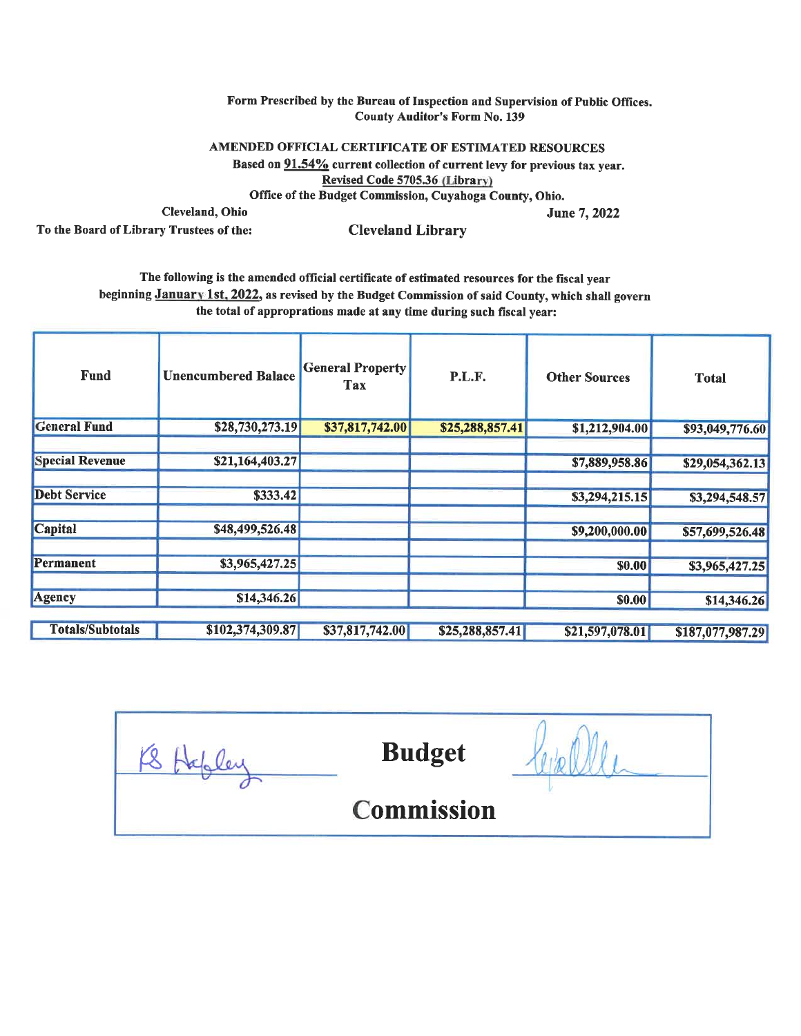Form Prescribed by the Bureau of Inspection and Supervision of Public Offices.
County Auditor's Form No. 139

**AMENDED OFFICIAL CERTIFICATE OF ESTIMATED RESOURCES**

Based on 91.54% current collection of current levy for previous tax year.
Revised Code 5705.36 (Library)
Office of the Budget Commission, Cuyahoga County, Ohio.

Cleveland, Ohio June 7, 2022

To the Board of Library Trustees of the: **Cleveland Library**

The following is the amended official certificate of estimated resources for the fiscal year beginning January 1st, 2022, as revised by the Budget Commission of said County, which shall govern the total of appropriations made at any time during such fiscal year:

| Fund | Unencumbered Balace | General Property Tax | P.L.F. | Other Sources | Total |
|---|---|---|---|---|---|
| General Fund | $28,730,273.19 | $37,817,742.00 | $25,288,857.41 | $1,212,904.00 | $93,049,776.60 |
| Special Revenue | $21,164,403.27 | | | $7,889,958.86 | $29,054,362.13 |
| Debt Service | $333.42 | | | $3,294,215.15 | $3,294,548.57 |
| Capital | $48,499,526.48 | | | $9,200,000.00 | $57,699,526.48 |
| Permanent | $3,965,427.25 | | | $0.00 | $3,965,427.25 |
| Agency | $14,346.26 | | | $0.00 | $14,346.26 |
| Totals/Subtotals | $102,374,309.87 | $37,817,742.00 | $25,288,857.41 | $21,597,078.01 | $187,077,987.29 |

KS Hagley **Budget Commission**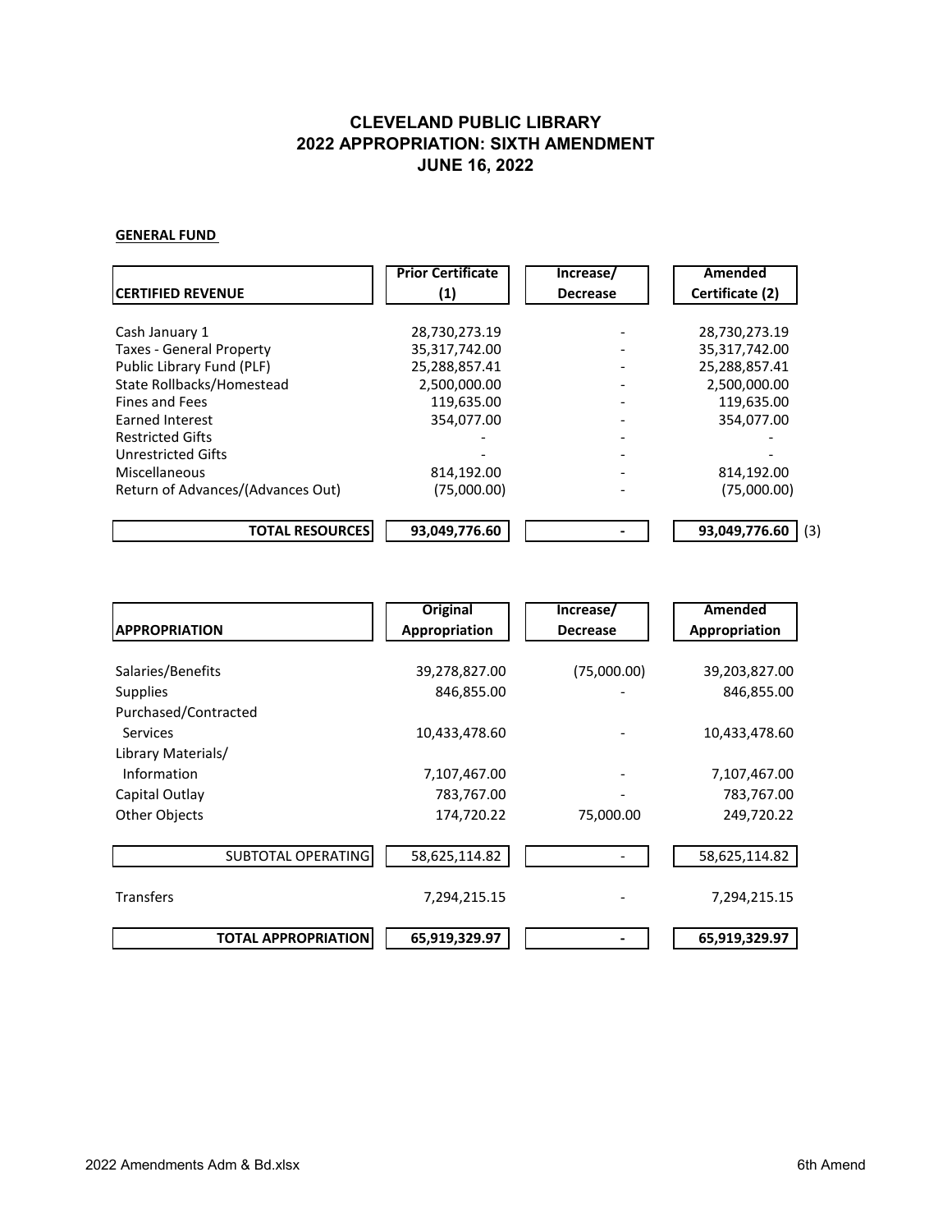# CLEVELAND PUBLIC LIBRARY
## 2022 APPROPRIATION: SIXTH AMENDMENT
## JUNE 16, 2022

**GENERAL FUND**

| CERTIFIED REVENUE | Prior Certificate (1) | Increase/ Decrease | Amended Certificate (2) |
|---|---|---|---|
| Cash January 1 | 28,730,273.19 | - | 28,730,273.19 |
| Taxes - General Property | 35,317,742.00 | - | 35,317,742.00 |
| Public Library Fund (PLF) | 25,288,857.41 | - | 25,288,857.41 |
| State Rollbacks/Homestead | 2,500,000.00 | - | 2,500,000.00 |
| Fines and Fees | 119,635.00 | - | 119,635.00 |
| Earned Interest | 354,077.00 | - | 354,077.00 |
| Restricted Gifts | - | - | - |
| Unrestricted Gifts | - | - | - |
| Miscellaneous | 814,192.00 | - | 814,192.00 |
| Return of Advances/(Advances Out) | (75,000.00) | - | (75,000.00) |
| **TOTAL RESOURCES** | **93,049,776.60** | **-** | **93,049,776.60** (3) |

| APPROPRIATION | Original Appropriation | Increase/ Decrease | Amended Appropriation |
|---|---|---|---|
| Salaries/Benefits | 39,278,827.00 | (75,000.00) | 39,203,827.00 |
| Supplies | 846,855.00 | - | 846,855.00 |
| Purchased/Contracted Services | 10,433,478.60 | - | 10,433,478.60 |
| Library Materials/ Information | 7,107,467.00 | - | 7,107,467.00 |
| Capital Outlay | 783,767.00 | - | 783,767.00 |
| Other Objects | 174,720.22 | 75,000.00 | 249,720.22 |
| SUBTOTAL OPERATING | 58,625,114.82 | - | 58,625,114.82 |
| Transfers | 7,294,215.15 | - | 7,294,215.15 |
| **TOTAL APPROPRIATION** | **65,919,329.97** | **-** | **65,919,329.97** |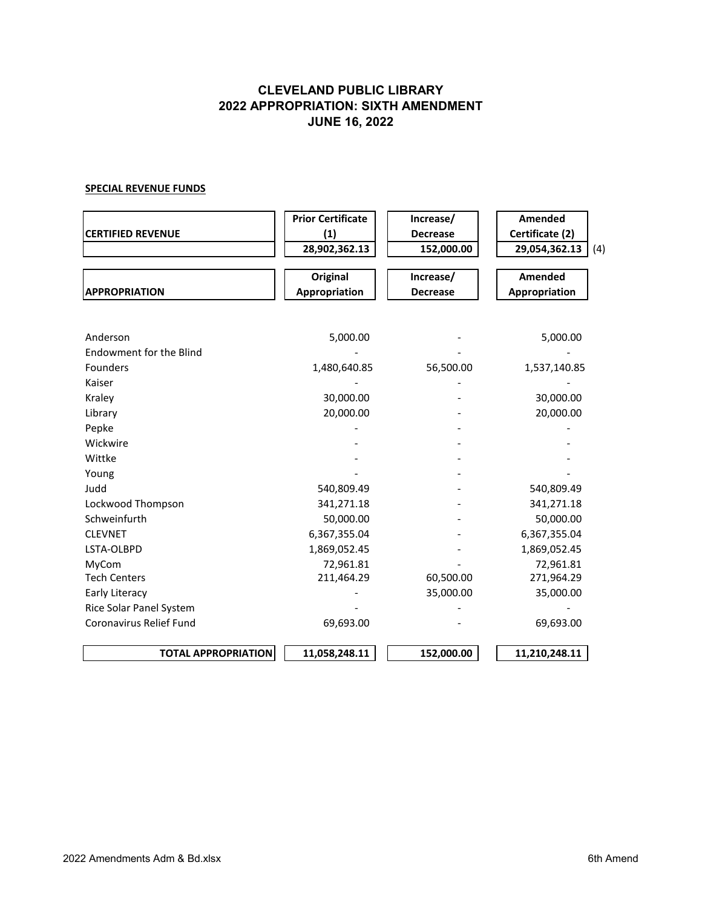# CLEVELAND PUBLIC LIBRARY
## 2022 APPROPRIATION: SIXTH AMENDMENT
## JUNE 16, 2022

**SPECIAL REVENUE FUNDS**

| CERTIFIED REVENUE | Prior Certificate (1) | Increase/ Decrease | Amended Certificate (2) | |
|---|---|---|---|---|
| | 28,902,362.13 | 152,000.00 | 29,054,362.13 | (4) |

| APPROPRIATION | Original Appropriation | Increase/ Decrease | Amended Appropriation |
|---|---|---|---|
| Anderson | 5,000.00 | - | 5,000.00 |
| Endowment for the Blind | - | - | - |
| Founders | 1,480,640.85 | 56,500.00 | 1,537,140.85 |
| Kaiser | - | - | - |
| Kraley | 30,000.00 | - | 30,000.00 |
| Library | 20,000.00 | - | 20,000.00 |
| Pepke | - | - | - |
| Wickwire | - | - | - |
| Wittke | - | - | - |
| Young | - | - | - |
| Judd | 540,809.49 | - | 540,809.49 |
| Lockwood Thompson | 341,271.18 | - | 341,271.18 |
| Schweinfurth | 50,000.00 | - | 50,000.00 |
| CLEVNET | 6,367,355.04 | - | 6,367,355.04 |
| LSTA-OLBPD | 1,869,052.45 | - | 1,869,052.45 |
| MyCom | 72,961.81 | - | 72,961.81 |
| Tech Centers | 211,464.29 | 60,500.00 | 271,964.29 |
| Early Literacy | - | 35,000.00 | 35,000.00 |
| Rice Solar Panel System | - | - | - |
| Coronavirus Relief Fund | 69,693.00 | - | 69,693.00 |
| **TOTAL APPROPRIATION** | **11,058,248.11** | **152,000.00** | **11,210,248.11** |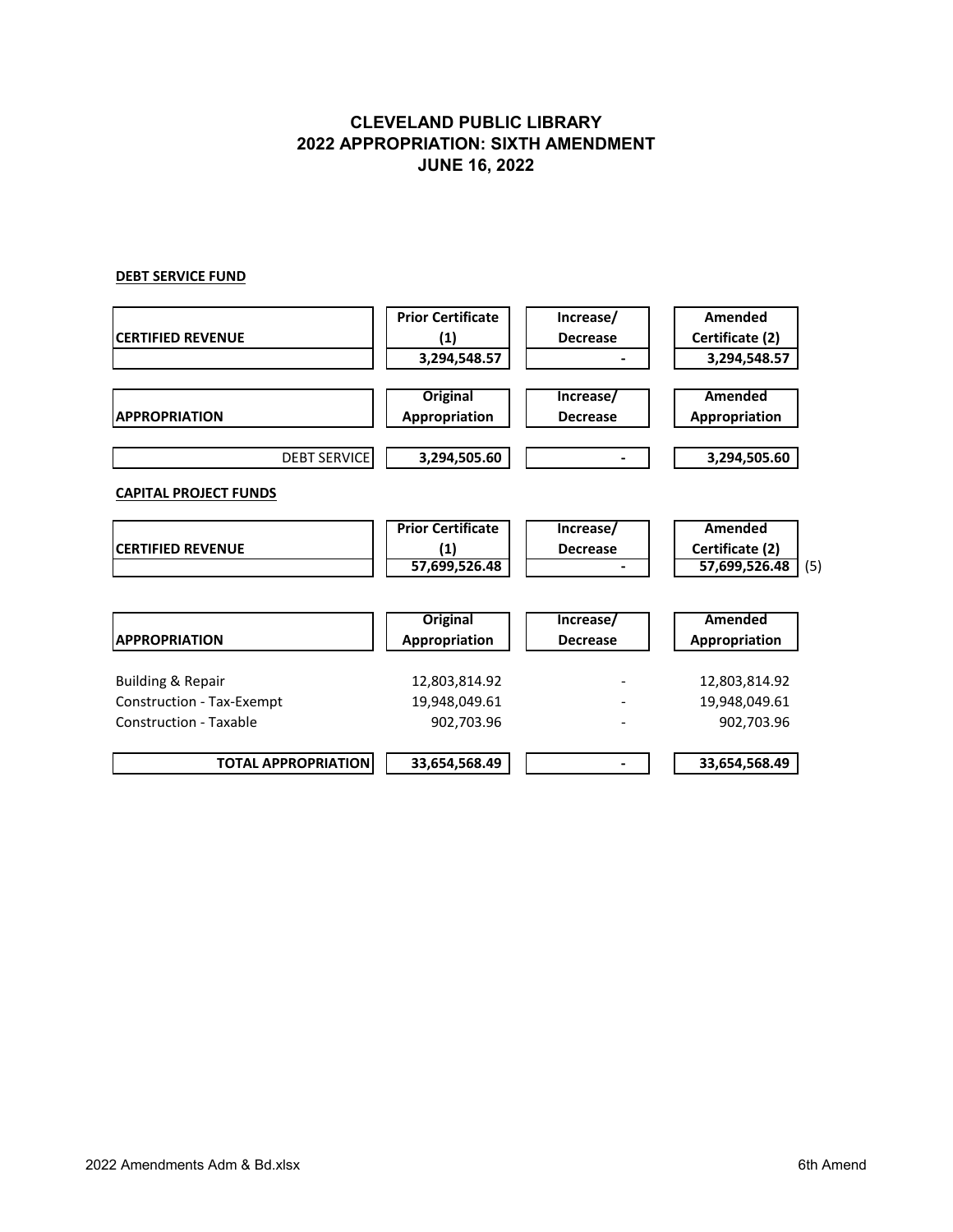# CLEVELAND PUBLIC LIBRARY
## 2022 APPROPRIATION: SIXTH AMENDMENT
## JUNE 16, 2022

**DEBT SERVICE FUND**

| CERTIFIED REVENUE | Prior Certificate (1) | Increase/ Decrease | Amended Certificate (2) |
|---|---|---|---|
| | 3,294,548.57 | - | 3,294,548.57 |

| APPROPRIATION | Original Appropriation | Increase/ Decrease | Amended Appropriation |
|---|---|---|---|
| DEBT SERVICE | 3,294,505.60 | - | 3,294,505.60 |

**CAPITAL PROJECT FUNDS**

| CERTIFIED REVENUE | Prior Certificate (1) | Increase/ Decrease | Amended Certificate (2) | |
|---|---|---|---|---|
| | 57,699,526.48 | - | 57,699,526.48 | (5) |

| APPROPRIATION | Original Appropriation | Increase/ Decrease | Amended Appropriation |
|---|---|---|---|
| Building & Repair | 12,803,814.92 | - | 12,803,814.92 |
| Construction - Tax-Exempt | 19,948,049.61 | - | 19,948,049.61 |
| Construction - Taxable | 902,703.96 | - | 902,703.96 |
| **TOTAL APPROPRIATION** | **33,654,568.49** | **-** | **33,654,568.49** |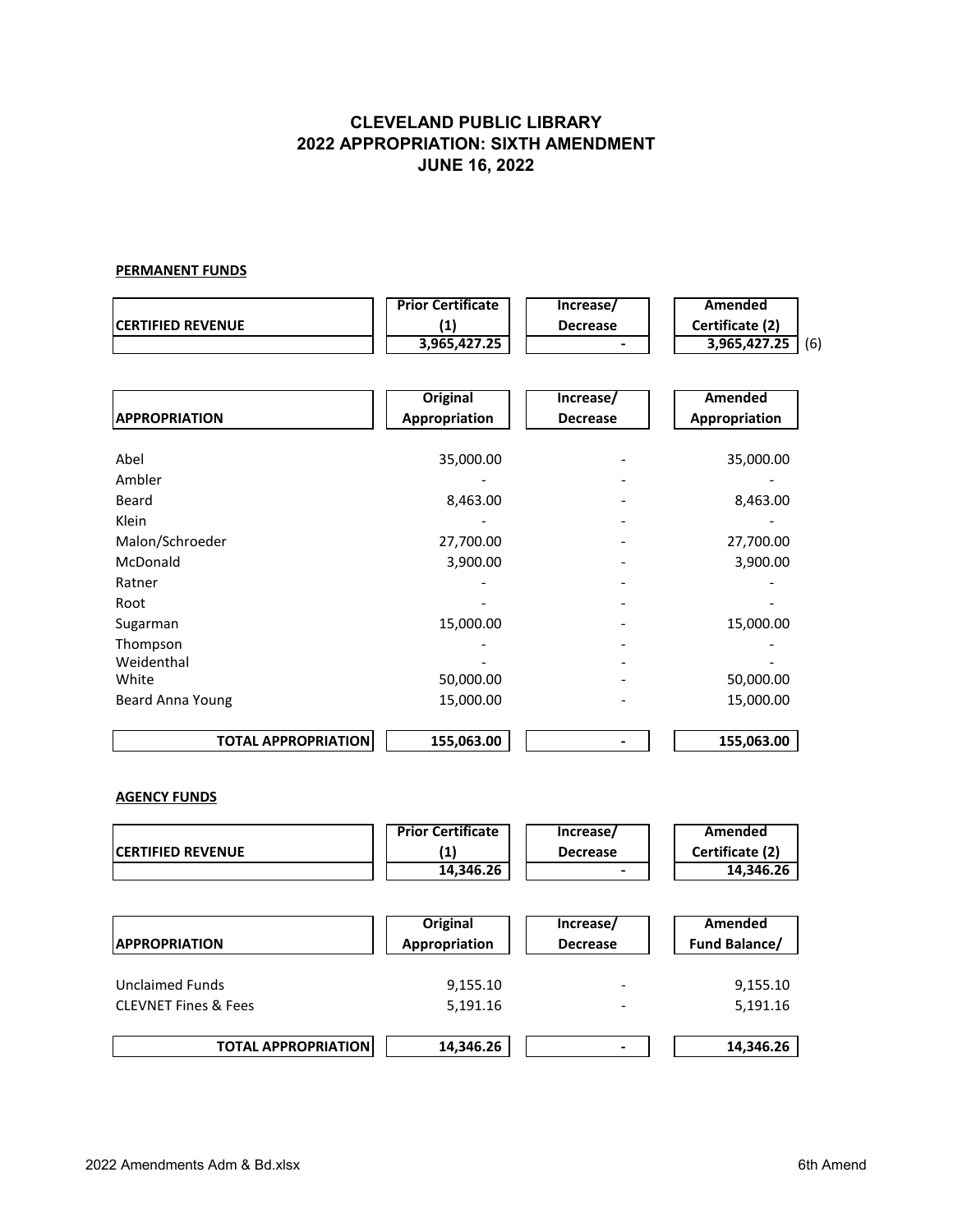# CLEVELAND PUBLIC LIBRARY
## 2022 APPROPRIATION: SIXTH AMENDMENT
## JUNE 16, 2022

**PERMANENT FUNDS**

| CERTIFIED REVENUE | Prior Certificate (1) | Increase/ Decrease | Amended Certificate (2) | |
|---|---|---|---|---|
| | 3,965,427.25 | - | 3,965,427.25 | (6) |

| APPROPRIATION | Original Appropriation | Increase/ Decrease | Amended Appropriation |
|---|---|---|---|
| Abel | 35,000.00 | - | 35,000.00 |
| Ambler | - | - | - |
| Beard | 8,463.00 | - | 8,463.00 |
| Klein | - | - | - |
| Malon/Schroeder | 27,700.00 | - | 27,700.00 |
| McDonald | 3,900.00 | - | 3,900.00 |
| Ratner | - | - | - |
| Root | - | - | - |
| Sugarman | 15,000.00 | - | 15,000.00 |
| Thompson | - | - | - |
| Weidenthal | - | - | - |
| White | 50,000.00 | - | 50,000.00 |
| Beard Anna Young | 15,000.00 | - | 15,000.00 |
| **TOTAL APPROPRIATION** | **155,063.00** | **-** | **155,063.00** |

**AGENCY FUNDS**

| CERTIFIED REVENUE | Prior Certificate (1) | Increase/ Decrease | Amended Certificate (2) |
|---|---|---|---|
| | 14,346.26 | - | 14,346.26 |

| APPROPRIATION | Original Appropriation | Increase/ Decrease | Amended Fund Balance/ |
|---|---|---|---|
| Unclaimed Funds | 9,155.10 | - | 9,155.10 |
| CLEVNET Fines & Fees | 5,191.16 | - | 5,191.16 |
| **TOTAL APPROPRIATION** | **14,346.26** | **-** | **14,346.26** |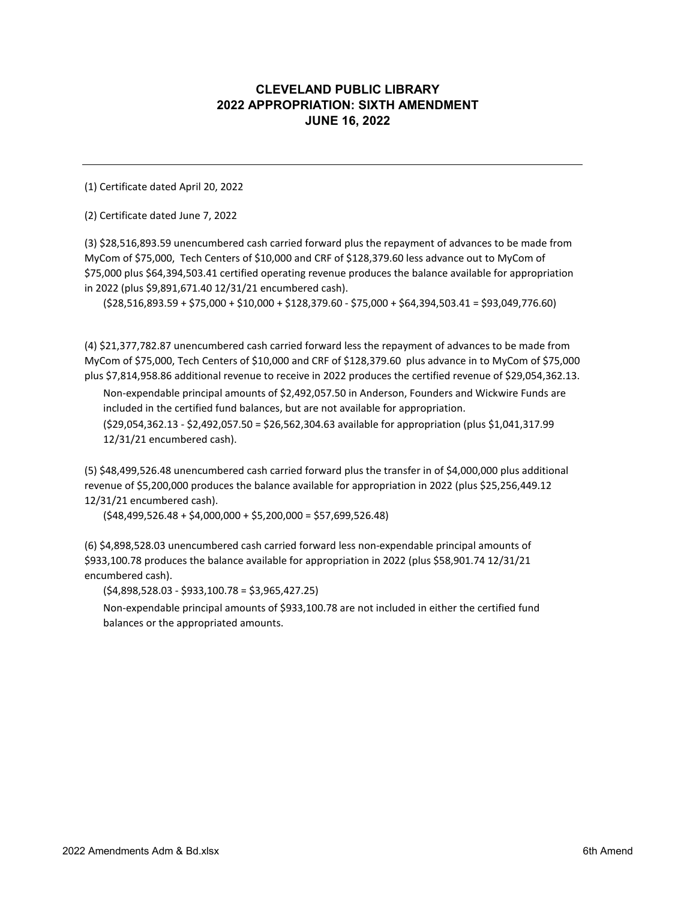# CLEVELAND PUBLIC LIBRARY
## 2022 APPROPRIATION: SIXTH AMENDMENT
## JUNE 16, 2022

---

(1) Certificate dated April 20, 2022

(2) Certificate dated June 7, 2022

(3) $28,516,893.59 unencumbered cash carried forward plus the repayment of advances to be made from MyCom of $75,000, Tech Centers of $10,000 and CRF of $128,379.60 less advance out to MyCom of $75,000 plus $64,394,503.41 certified operating revenue produces the balance available for appropriation in 2022 (plus $9,891,671.40 12/31/21 encumbered cash).

($28,516,893.59 + $75,000 + $10,000 + $128,379.60 - $75,000 + $64,394,503.41 = $93,049,776.60)

(4) $21,377,782.87 unencumbered cash carried forward less the repayment of advances to be made from MyCom of $75,000, Tech Centers of $10,000 and CRF of $128,379.60 plus advance in to MyCom of $75,000 plus $7,814,958.86 additional revenue to receive in 2022 produces the certified revenue of $29,054,362.13.

Non-expendable principal amounts of $2,492,057.50 in Anderson, Founders and Wickwire Funds are included in the certified fund balances, but are not available for appropriation.

($29,054,362.13 - $2,492,057.50 = $26,562,304.63 available for appropriation (plus $1,041,317.99 12/31/21 encumbered cash).

(5) $48,499,526.48 unencumbered cash carried forward plus the transfer in of $4,000,000 plus additional revenue of $5,200,000 produces the balance available for appropriation in 2022 (plus $25,256,449.12 12/31/21 encumbered cash).

($48,499,526.48 + $4,000,000 + $5,200,000 = $57,699,526.48)

(6) $4,898,528.03 unencumbered cash carried forward less non-expendable principal amounts of $933,100.78 produces the balance available for appropriation in 2022 (plus $58,901.74 12/31/21 encumbered cash).

($4,898,528.03 - $933,100.78 = $3,965,427.25)

Non-expendable principal amounts of $933,100.78 are not included in either the certified fund balances or the appropriated amounts.